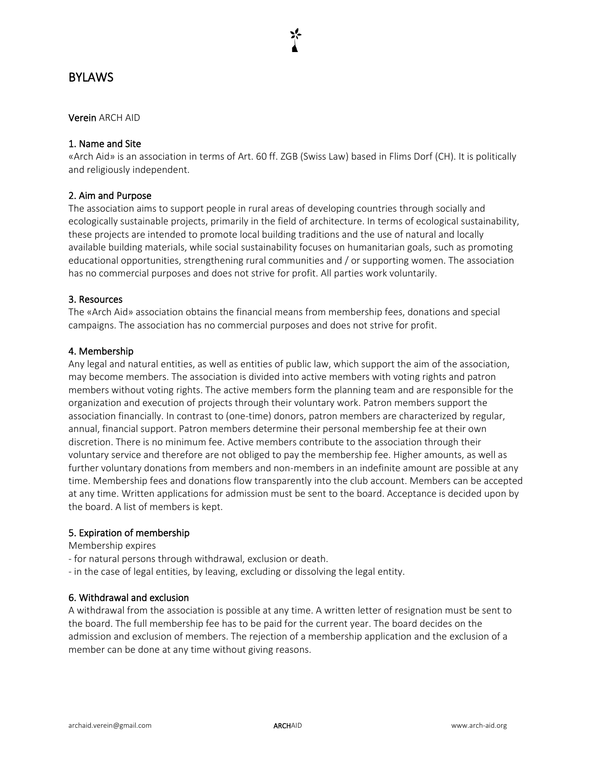# BYLAWS

**Verein** ARCH AID

## 1. Name and Site

«Arch Aid» is an association in terms of Art. 60 ff. ZGB (Swiss Law) based in Flims Dorf (CH). It is politically and religiously independent.

## 2. Aim and Purpose

The association aims to support people in rural areas of developing countries through socially and ecologically sustainable projects, primarily in the field of architecture. In terms of ecological sustainability, these projects are intended to promote local building traditions and the use of natural and locally available building materials, while social sustainability focuses on humanitarian goals, such as promoting educational opportunities, strengthening rural communities and / or supporting women. The association has no commercial purposes and does not strive for profit. All parties work voluntarily.

## 3. Resources

The «Arch Aid» association obtains the financial means from membership fees, donations and special campaigns. The association has no commercial purposes and does not strive for profit.

## 4. Membership

Any legal and natural entities, as well as entities of public law, which support the aim of the association, may become members. The association is divided into active members with voting rights and patron members without voting rights. The active members form the planning team and are responsible for the organization and execution of projects through their voluntary work. Patron members support the association financially. In contrast to (one-time) donors, patron members are characterized by regular, annual, financial support. Patron members determine their personal membership fee at their own discretion. There is no minimum fee. Active members contribute to the association through their voluntary service and therefore are not obliged to pay the membership fee. Higher amounts, as well as further voluntary donations from members and non-members in an indefinite amount are possible at any time. Membership fees and donations flow transparently into the club account. Members can be accepted at any time. Written applications for admission must be sent to the board. Acceptance is decided upon by the board. A list of members is kept.

## 5. Expiration of membership

Membership expires

- for natural persons through withdrawal, exclusion or death.
- in the case of legal entities, by leaving, excluding or dissolving the legal entity.

## 6. Withdrawal and exclusion

A withdrawal from the association is possible at any time. A written letter of resignation must be sent to the board. The full membership fee has to be paid for the current year. The board decides on the admission and exclusion of members. The rejection of a membership application and the exclusion of a member can be done at any time without giving reasons.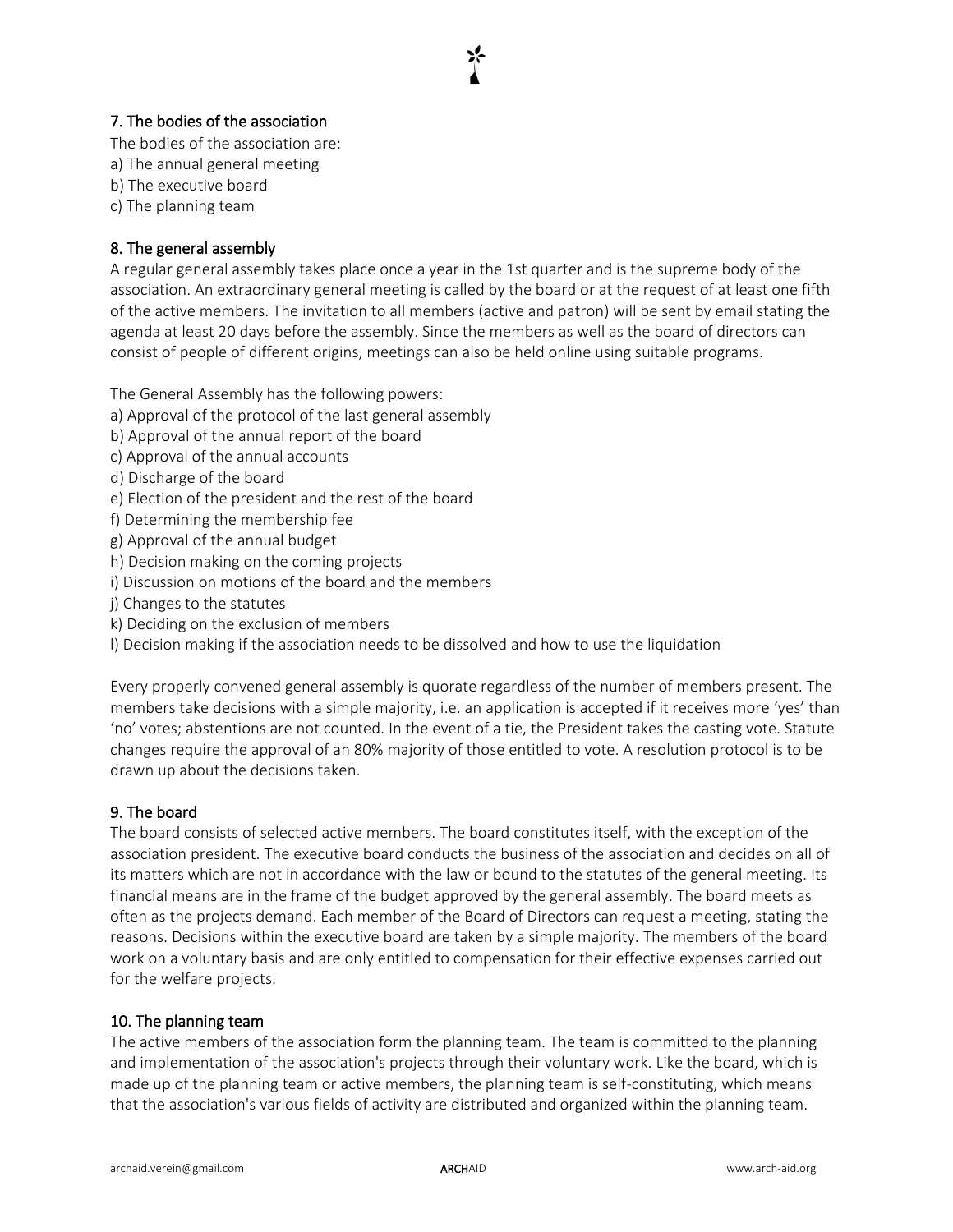## 7. The bodies of the association

The bodies of the association are:
a) The annual general meeting
b) The executive board
c) The planning team

## 8. The general assembly

A regular general assembly takes place once a year in the 1st quarter and is the supreme body of the association. An extraordinary general meeting is called by the board or at the request of at least one fifth of the active members. The invitation to all members (active and patron) will be sent by email stating the agenda at least 20 days before the assembly. Since the members as well as the board of directors can consist of people of different origins, meetings can also be held online using suitable programs.

The General Assembly has the following powers:
a) Approval of the protocol of the last general assembly
b) Approval of the annual report of the board
c) Approval of the annual accounts
d) Discharge of the board
e) Election of the president and the rest of the board
f) Determining the membership fee
g) Approval of the annual budget
h) Decision making on the coming projects
i) Discussion on motions of the board and the members
j) Changes to the statutes
k) Deciding on the exclusion of members
l) Decision making if the association needs to be dissolved and how to use the liquidation

Every properly convened general assembly is quorate regardless of the number of members present. The members take decisions with a simple majority, i.e. an application is accepted if it receives more 'yes' than 'no' votes; abstentions are not counted. In the event of a tie, the President takes the casting vote. Statute changes require the approval of an 80% majority of those entitled to vote. A resolution protocol is to be drawn up about the decisions taken.

## 9. The board

The board consists of selected active members. The board constitutes itself, with the exception of the association president. The executive board conducts the business of the association and decides on all of its matters which are not in accordance with the law or bound to the statutes of the general meeting. Its financial means are in the frame of the budget approved by the general assembly. The board meets as often as the projects demand. Each member of the Board of Directors can request a meeting, stating the reasons. Decisions within the executive board are taken by a simple majority. The members of the board work on a voluntary basis and are only entitled to compensation for their effective expenses carried out for the welfare projects.

## 10. The planning team

The active members of the association form the planning team. The team is committed to the planning and implementation of the association's projects through their voluntary work. Like the board, which is made up of the planning team or active members, the planning team is self-constituting, which means that the association's various fields of activity are distributed and organized within the planning team.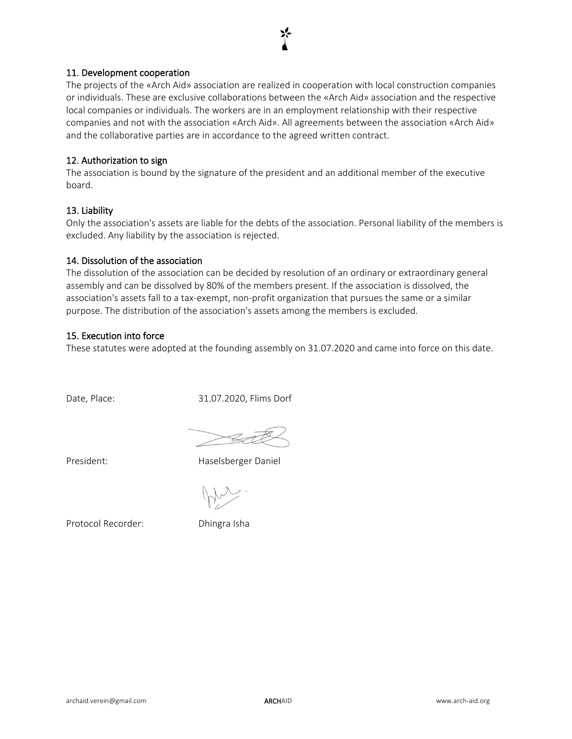## 11. Development cooperation

The projects of the «Arch Aid» association are realized in cooperation with local construction companies or individuals. These are exclusive collaborations between the «Arch Aid» association and the respective local companies or individuals. The workers are in an employment relationship with their respective companies and not with the association «Arch Aid». All agreements between the association «Arch Aid» and the collaborative parties are in accordance to the agreed written contract.

## 12. Authorization to sign

The association is bound by the signature of the president and an additional member of the executive board.

## 13. Liability

Only the association's assets are liable for the debts of the association. Personal liability of the members is excluded. Any liability by the association is rejected.

## 14. Dissolution of the association

The dissolution of the association can be decided by resolution of an ordinary or extraordinary general assembly and can be dissolved by 80% of the members present. If the association is dissolved, the association's assets fall to a tax-exempt, non-profit organization that pursues the same or a similar purpose. The distribution of the association's assets among the members is excluded.

## 15. Execution into force

These statutes were adopted at the founding assembly on 31.07.2020 and came into force on this date.

Date, Place: 31.07.2020, Flims Dorf

President: Haselsberger Daniel

Protocol Recorder: Dhingra Isha